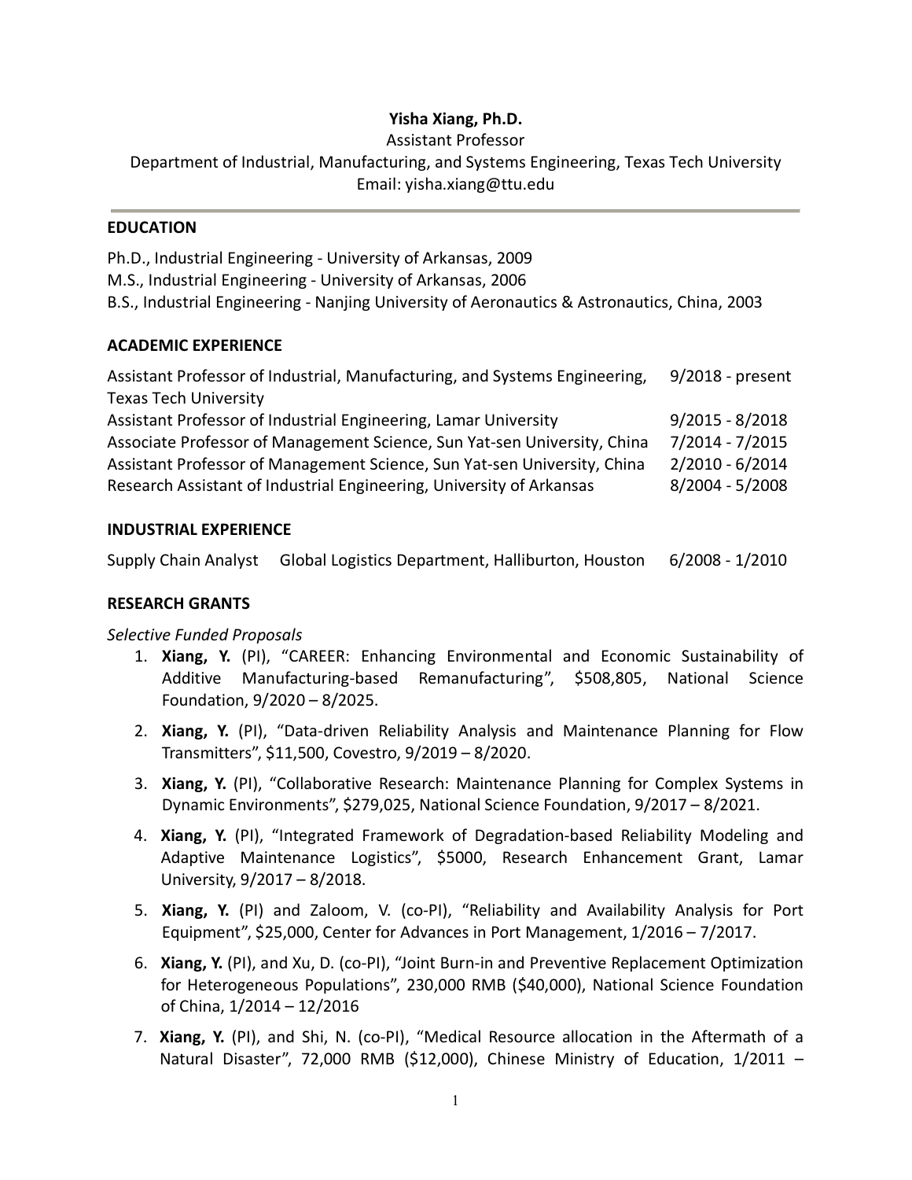**Yisha Xiang, Ph.D.**

Assistant Professor

Department of Industrial, Manufacturing, and Systems Engineering, Texas Tech University

Email: yisha.xiang@ttu.edu

---

## EDUCATION

Ph.D., Industrial Engineering - University of Arkansas, 2009

M.S., Industrial Engineering - University of Arkansas, 2006

B.S., Industrial Engineering - Nanjing University of Aeronautics & Astronautics, China, 2003

## ACADEMIC EXPERIENCE

| | |
|---|---|
| Assistant Professor of Industrial, Manufacturing, and Systems Engineering, Texas Tech University | 9/2018 - present |
| Assistant Professor of Industrial Engineering, Lamar University | 9/2015 - 8/2018 |
| Associate Professor of Management Science, Sun Yat-sen University, China | 7/2014 - 7/2015 |
| Assistant Professor of Management Science, Sun Yat-sen University, China | 2/2010 - 6/2014 |
| Research Assistant of Industrial Engineering, University of Arkansas | 8/2004 - 5/2008 |

## INDUSTRIAL EXPERIENCE

| | | |
|---|---|---|
| Supply Chain Analyst | Global Logistics Department, Halliburton, Houston | 6/2008 - 1/2010 |

## RESEARCH GRANTS

*Selective Funded Proposals*

1. **Xiang, Y.** (PI), “CAREER: Enhancing Environmental and Economic Sustainability of Additive Manufacturing-based Remanufacturing”, $508,805, National Science Foundation, 9/2020 – 8/2025.
2. **Xiang, Y.** (PI), “Data-driven Reliability Analysis and Maintenance Planning for Flow Transmitters”, $11,500, Covestro, 9/2019 – 8/2020.
3. **Xiang, Y.** (PI), “Collaborative Research: Maintenance Planning for Complex Systems in Dynamic Environments”, $279,025, National Science Foundation, 9/2017 – 8/2021.
4. **Xiang, Y.** (PI), “Integrated Framework of Degradation-based Reliability Modeling and Adaptive Maintenance Logistics”, $5000, Research Enhancement Grant, Lamar University, 9/2017 – 8/2018.
5. **Xiang, Y.** (PI) and Zaloom, V. (co-PI), “Reliability and Availability Analysis for Port Equipment”, $25,000, Center for Advances in Port Management, 1/2016 – 7/2017.
6. **Xiang, Y.** (PI), and Xu, D. (co-PI), “Joint Burn-in and Preventive Replacement Optimization for Heterogeneous Populations”, 230,000 RMB ($40,000), National Science Foundation of China, 1/2014 – 12/2016
7. **Xiang, Y.** (PI), and Shi, N. (co-PI), “Medical Resource allocation in the Aftermath of a Natural Disaster”, 72,000 RMB ($12,000), Chinese Ministry of Education, 1/2011 –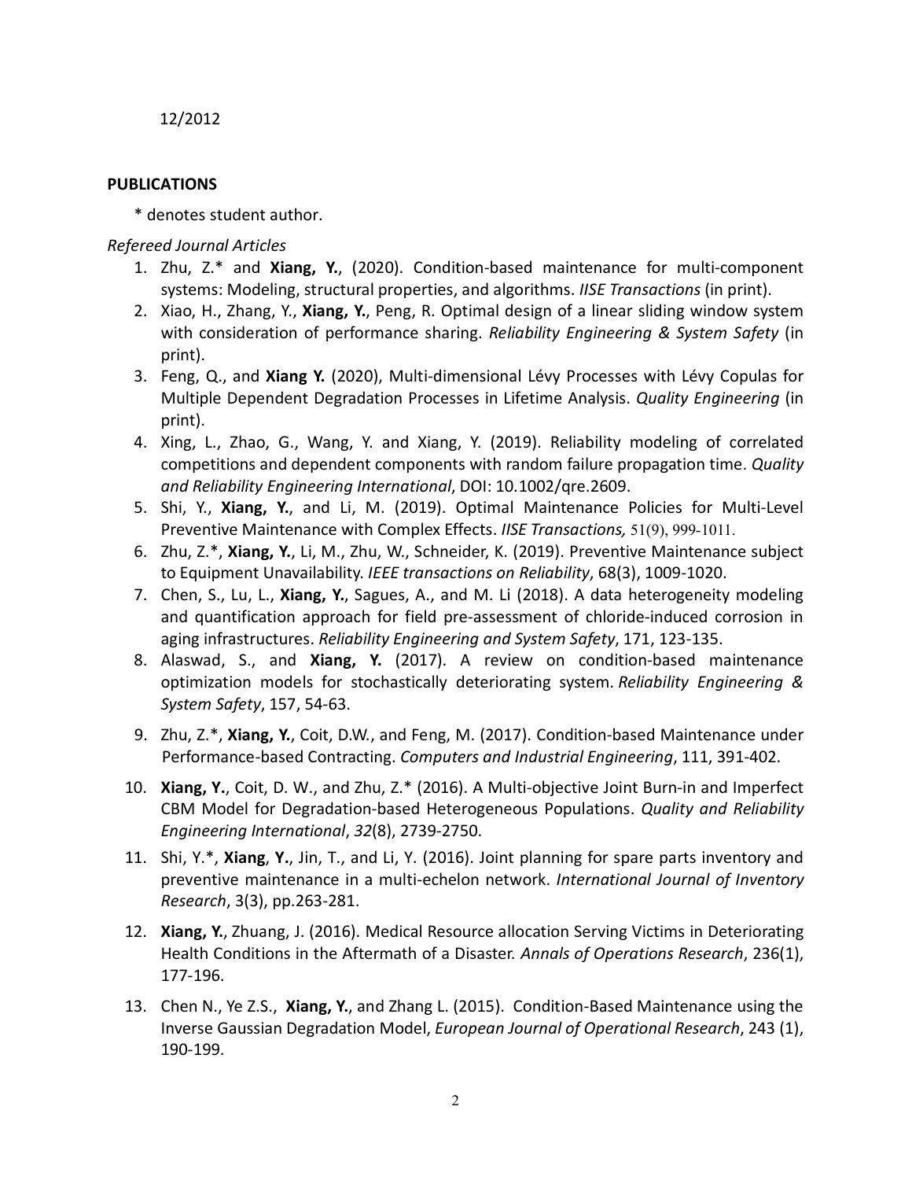12/2012

## PUBLICATIONS

\* denotes student author.

*Refereed Journal Articles*

1. Zhu, Z.* and **Xiang, Y.**, (2020). Condition-based maintenance for multi-component systems: Modeling, structural properties, and algorithms. *IISE Transactions* (in print).
2. Xiao, H., Zhang, Y., **Xiang, Y.**, Peng, R. Optimal design of a linear sliding window system with consideration of performance sharing. *Reliability Engineering & System Safety* (in print).
3. Feng, Q., and **Xiang Y.** (2020), Multi-dimensional Lévy Processes with Lévy Copulas for Multiple Dependent Degradation Processes in Lifetime Analysis. *Quality Engineering* (in print).
4. Xing, L., Zhao, G., Wang, Y. and Xiang, Y. (2019). Reliability modeling of correlated competitions and dependent components with random failure propagation time. *Quality and Reliability Engineering International*, DOI: 10.1002/qre.2609.
5. Shi, Y., **Xiang, Y.**, and Li, M. (2019). Optimal Maintenance Policies for Multi-Level Preventive Maintenance with Complex Effects. *IISE Transactions,* 51(9), 999-1011.
6. Zhu, Z.*, **Xiang, Y.**, Li, M., Zhu, W., Schneider, K. (2019). Preventive Maintenance subject to Equipment Unavailability. *IEEE transactions on Reliability*, 68(3), 1009-1020.
7. Chen, S., Lu, L., **Xiang, Y.**, Sagues, A., and M. Li (2018). A data heterogeneity modeling and quantification approach for field pre-assessment of chloride-induced corrosion in aging infrastructures. *Reliability Engineering and System Safety*, 171, 123-135.
8. Alaswad, S., and **Xiang, Y.** (2017). A review on condition-based maintenance optimization models for stochastically deteriorating system. *Reliability Engineering & System Safety*, 157, 54-63.
9. Zhu, Z.*, **Xiang, Y.**, Coit, D.W., and Feng, M. (2017). Condition-based Maintenance under Performance-based Contracting. *Computers and Industrial Engineering*, 111, 391-402.
10. **Xiang, Y.**, Coit, D. W., and Zhu, Z.* (2016). A Multi-objective Joint Burn-in and Imperfect CBM Model for Degradation-based Heterogeneous Populations. *Quality and Reliability Engineering International*, *32*(8), 2739-2750.
11. Shi, Y.*, **Xiang**, **Y.**, Jin, T., and Li, Y. (2016). Joint planning for spare parts inventory and preventive maintenance in a multi-echelon network. *International Journal of Inventory Research*, 3(3), pp.263-281.
12. **Xiang, Y.**, Zhuang, J. (2016). Medical Resource allocation Serving Victims in Deteriorating Health Conditions in the Aftermath of a Disaster. *Annals of Operations Research*, 236(1), 177-196.
13. Chen N., Ye Z.S., **Xiang, Y.**, and Zhang L. (2015). Condition-Based Maintenance using the Inverse Gaussian Degradation Model, *European Journal of Operational Research*, 243 (1), 190-199.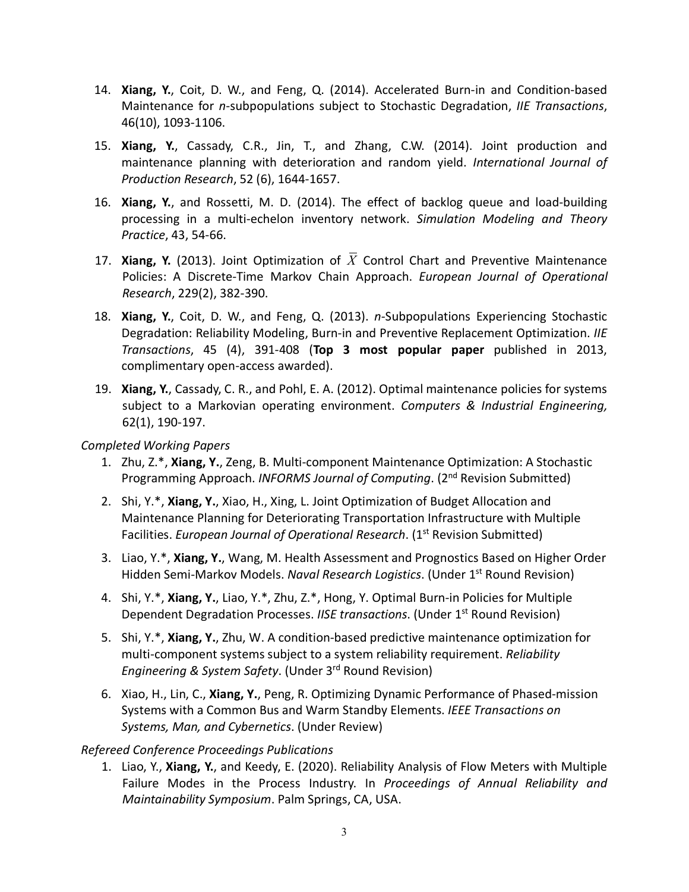14. **Xiang, Y.**, Coit, D. W., and Feng, Q. (2014). Accelerated Burn-in and Condition-based Maintenance for *n*-subpopulations subject to Stochastic Degradation, *IIE Transactions*, 46(10), 1093-1106.

15. **Xiang, Y.**, Cassady, C.R., Jin, T., and Zhang, C.W. (2014). Joint production and maintenance planning with deterioration and random yield. *International Journal of Production Research*, 52 (6), 1644-1657.

16. **Xiang, Y.**, and Rossetti, M. D. (2014). The effect of backlog queue and load-building processing in a multi-echelon inventory network. *Simulation Modeling and Theory Practice*, 43, 54-66.

17. **Xiang, Y.** (2013). Joint Optimization of $\overline{X}$ Control Chart and Preventive Maintenance Policies: A Discrete-Time Markov Chain Approach. *European Journal of Operational Research*, 229(2), 382-390.

18. **Xiang, Y.**, Coit, D. W., and Feng, Q. (2013). *n*-Subpopulations Experiencing Stochastic Degradation: Reliability Modeling, Burn-in and Preventive Replacement Optimization. *IIE Transactions*, 45 (4), 391-408 (**Top 3 most popular paper** published in 2013, complimentary open-access awarded).

19. **Xiang, Y.**, Cassady, C. R., and Pohl, E. A. (2012). Optimal maintenance policies for systems subject to a Markovian operating environment. *Computers & Industrial Engineering,* 62(1), 190-197.

*Completed Working Papers*

1. Zhu, Z.*, **Xiang, Y.**, Zeng, B. Multi-component Maintenance Optimization: A Stochastic Programming Approach. *INFORMS Journal of Computing*. (2nd Revision Submitted)

2. Shi, Y.*, **Xiang, Y.**, Xiao, H., Xing, L. Joint Optimization of Budget Allocation and Maintenance Planning for Deteriorating Transportation Infrastructure with Multiple Facilities. *European Journal of Operational Research*. (1st Revision Submitted)

3. Liao, Y.*, **Xiang, Y.**, Wang, M. Health Assessment and Prognostics Based on Higher Order Hidden Semi-Markov Models. *Naval Research Logistics*. (Under 1st Round Revision)

4. Shi, Y.*, **Xiang, Y.**, Liao, Y.*, Zhu, Z.*, Hong, Y. Optimal Burn-in Policies for Multiple Dependent Degradation Processes. *IISE transactions*. (Under 1st Round Revision)

5. Shi, Y.*, **Xiang, Y.**, Zhu, W. A condition-based predictive maintenance optimization for multi-component systems subject to a system reliability requirement. *Reliability Engineering & System Safety*. (Under 3rd Round Revision)

6. Xiao, H., Lin, C., **Xiang, Y.**, Peng, R. Optimizing Dynamic Performance of Phased-mission Systems with a Common Bus and Warm Standby Elements. *IEEE Transactions on Systems, Man, and Cybernetics*. (Under Review)

*Refereed Conference Proceedings Publications*

1. Liao, Y., **Xiang, Y.**, and Keedy, E. (2020). Reliability Analysis of Flow Meters with Multiple Failure Modes in the Process Industry. In *Proceedings of Annual Reliability and Maintainability Symposium*. Palm Springs, CA, USA.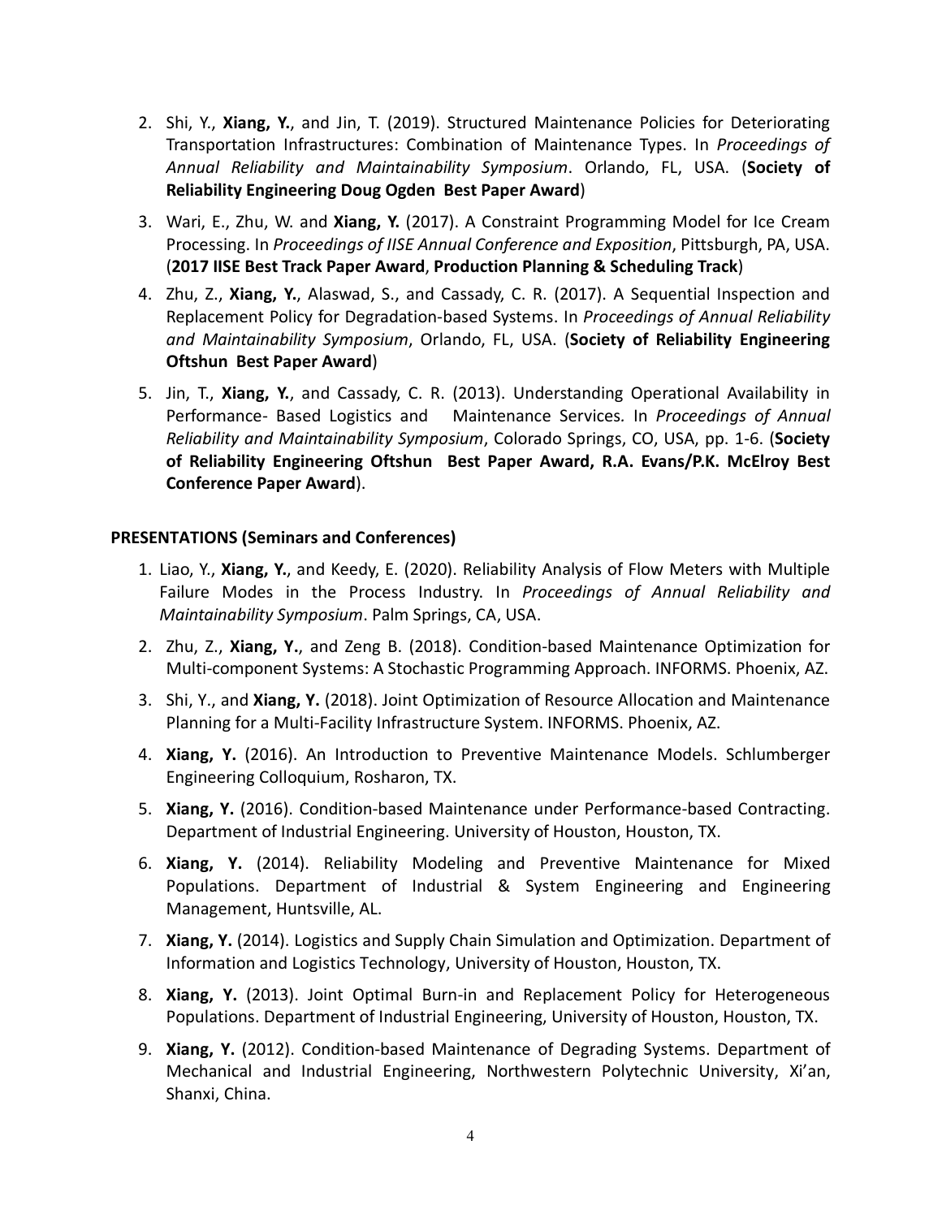2. Shi, Y., **Xiang, Y.**, and Jin, T. (2019). Structured Maintenance Policies for Deteriorating Transportation Infrastructures: Combination of Maintenance Types. In *Proceedings of Annual Reliability and Maintainability Symposium*. Orlando, FL, USA. (**Society of Reliability Engineering Doug Ogden Best Paper Award**)
3. Wari, E., Zhu, W. and **Xiang, Y.** (2017). A Constraint Programming Model for Ice Cream Processing. In *Proceedings of IISE Annual Conference and Exposition*, Pittsburgh, PA, USA. (**2017 IISE Best Track Paper Award**, **Production Planning & Scheduling Track**)
4. Zhu, Z., **Xiang, Y.**, Alaswad, S., and Cassady, C. R. (2017). A Sequential Inspection and Replacement Policy for Degradation-based Systems. In *Proceedings of Annual Reliability and Maintainability Symposium*, Orlando, FL, USA. (**Society of Reliability Engineering Oftshun Best Paper Award**)
5. Jin, T., **Xiang, Y.**, and Cassady, C. R. (2013). Understanding Operational Availability in Performance- Based Logistics and Maintenance Services. In *Proceedings of Annual Reliability and Maintainability Symposium*, Colorado Springs, CO, USA, pp. 1-6. (**Society of Reliability Engineering Oftshun Best Paper Award, R.A. Evans/P.K. McElroy Best Conference Paper Award**).

**PRESENTATIONS (Seminars and Conferences)**

1. Liao, Y., **Xiang, Y.**, and Keedy, E. (2020). Reliability Analysis of Flow Meters with Multiple Failure Modes in the Process Industry. In *Proceedings of Annual Reliability and Maintainability Symposium*. Palm Springs, CA, USA.
2. Zhu, Z., **Xiang, Y.**, and Zeng B. (2018). Condition-based Maintenance Optimization for Multi-component Systems: A Stochastic Programming Approach. INFORMS. Phoenix, AZ.
3. Shi, Y., and **Xiang, Y.** (2018). Joint Optimization of Resource Allocation and Maintenance Planning for a Multi-Facility Infrastructure System. INFORMS. Phoenix, AZ.
4. **Xiang, Y.** (2016). An Introduction to Preventive Maintenance Models. Schlumberger Engineering Colloquium, Rosharon, TX.
5. **Xiang, Y.** (2016). Condition-based Maintenance under Performance-based Contracting. Department of Industrial Engineering. University of Houston, Houston, TX.
6. **Xiang, Y.** (2014). Reliability Modeling and Preventive Maintenance for Mixed Populations. Department of Industrial & System Engineering and Engineering Management, Huntsville, AL.
7. **Xiang, Y.** (2014). Logistics and Supply Chain Simulation and Optimization. Department of Information and Logistics Technology, University of Houston, Houston, TX.
8. **Xiang, Y.** (2013). Joint Optimal Burn-in and Replacement Policy for Heterogeneous Populations. Department of Industrial Engineering, University of Houston, Houston, TX.
9. **Xiang, Y.** (2012). Condition-based Maintenance of Degrading Systems. Department of Mechanical and Industrial Engineering, Northwestern Polytechnic University, Xi'an, Shanxi, China.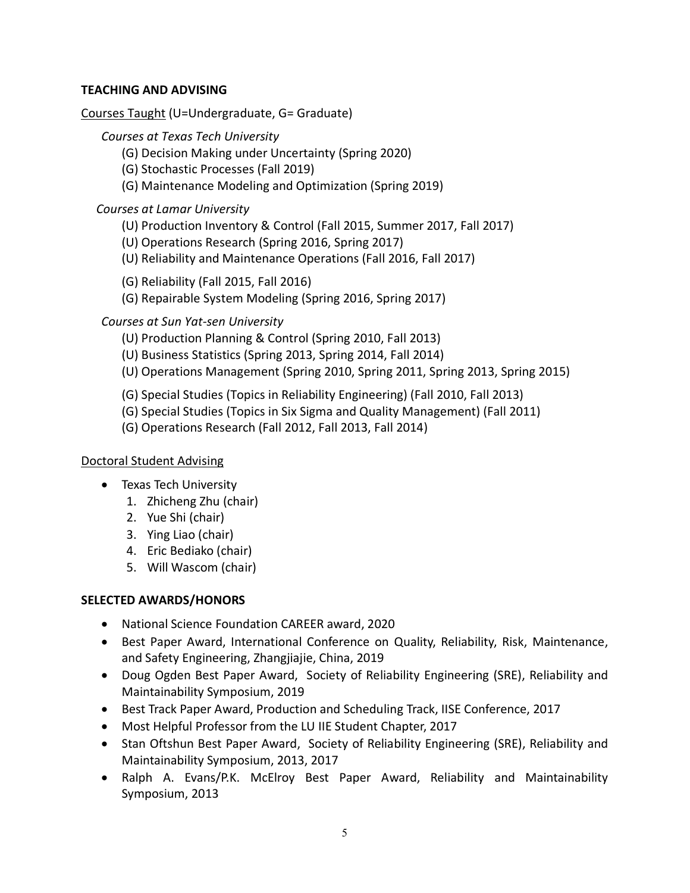## TEACHING AND ADVISING

Courses Taught (U=Undergraduate, G= Graduate)

*Courses at Texas Tech University*

- (G) Decision Making under Uncertainty (Spring 2020)
- (G) Stochastic Processes (Fall 2019)
- (G) Maintenance Modeling and Optimization (Spring 2019)

*Courses at Lamar University*

- (U) Production Inventory & Control (Fall 2015, Summer 2017, Fall 2017)
- (U) Operations Research (Spring 2016, Spring 2017)
- (U) Reliability and Maintenance Operations (Fall 2016, Fall 2017)

- (G) Reliability (Fall 2015, Fall 2016)
- (G) Repairable System Modeling (Spring 2016, Spring 2017)

*Courses at Sun Yat-sen University*

- (U) Production Planning & Control (Spring 2010, Fall 2013)
- (U) Business Statistics (Spring 2013, Spring 2014, Fall 2014)
- (U) Operations Management (Spring 2010, Spring 2011, Spring 2013, Spring 2015)

- (G) Special Studies (Topics in Reliability Engineering) (Fall 2010, Fall 2013)
- (G) Special Studies (Topics in Six Sigma and Quality Management) (Fall 2011)
- (G) Operations Research (Fall 2012, Fall 2013, Fall 2014)

Doctoral Student Advising

- Texas Tech University
  1. Zhicheng Zhu (chair)
  2. Yue Shi (chair)
  3. Ying Liao (chair)
  4. Eric Bediako (chair)
  5. Will Wascom (chair)

## SELECTED AWARDS/HONORS

- National Science Foundation CAREER award, 2020
- Best Paper Award, International Conference on Quality, Reliability, Risk, Maintenance, and Safety Engineering, Zhangjiajie, China, 2019
- Doug Ogden Best Paper Award, Society of Reliability Engineering (SRE), Reliability and Maintainability Symposium, 2019
- Best Track Paper Award, Production and Scheduling Track, IISE Conference, 2017
- Most Helpful Professor from the LU IIE Student Chapter, 2017
- Stan Oftshun Best Paper Award, Society of Reliability Engineering (SRE), Reliability and Maintainability Symposium, 2013, 2017
- Ralph A. Evans/P.K. McElroy Best Paper Award, Reliability and Maintainability Symposium, 2013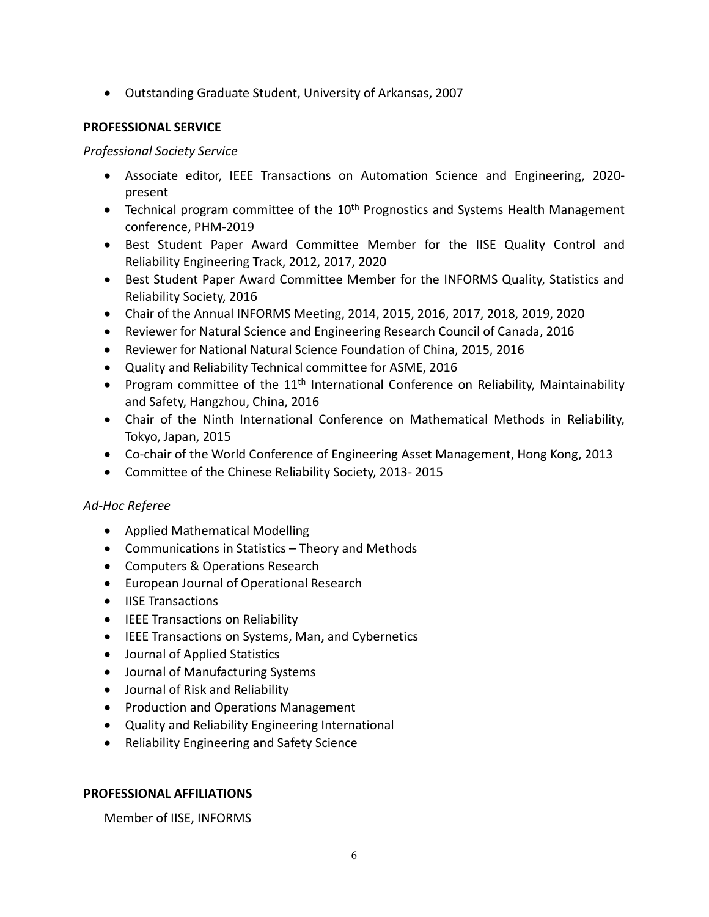- Outstanding Graduate Student, University of Arkansas, 2007

**PROFESSIONAL SERVICE**

*Professional Society Service*

- Associate editor, IEEE Transactions on Automation Science and Engineering, 2020-present
- Technical program committee of the 10th Prognostics and Systems Health Management conference, PHM-2019
- Best Student Paper Award Committee Member for the IISE Quality Control and Reliability Engineering Track, 2012, 2017, 2020
- Best Student Paper Award Committee Member for the INFORMS Quality, Statistics and Reliability Society, 2016
- Chair of the Annual INFORMS Meeting, 2014, 2015, 2016, 2017, 2018, 2019, 2020
- Reviewer for Natural Science and Engineering Research Council of Canada, 2016
- Reviewer for National Natural Science Foundation of China, 2015, 2016
- Quality and Reliability Technical committee for ASME, 2016
- Program committee of the 11th International Conference on Reliability, Maintainability and Safety, Hangzhou, China, 2016
- Chair of the Ninth International Conference on Mathematical Methods in Reliability, Tokyo, Japan, 2015
- Co-chair of the World Conference of Engineering Asset Management, Hong Kong, 2013
- Committee of the Chinese Reliability Society, 2013- 2015

*Ad-Hoc Referee*

- Applied Mathematical Modelling
- Communications in Statistics – Theory and Methods
- Computers & Operations Research
- European Journal of Operational Research
- IISE Transactions
- IEEE Transactions on Reliability
- IEEE Transactions on Systems, Man, and Cybernetics
- Journal of Applied Statistics
- Journal of Manufacturing Systems
- Journal of Risk and Reliability
- Production and Operations Management
- Quality and Reliability Engineering International
- Reliability Engineering and Safety Science

**PROFESSIONAL AFFILIATIONS**

Member of IISE, INFORMS